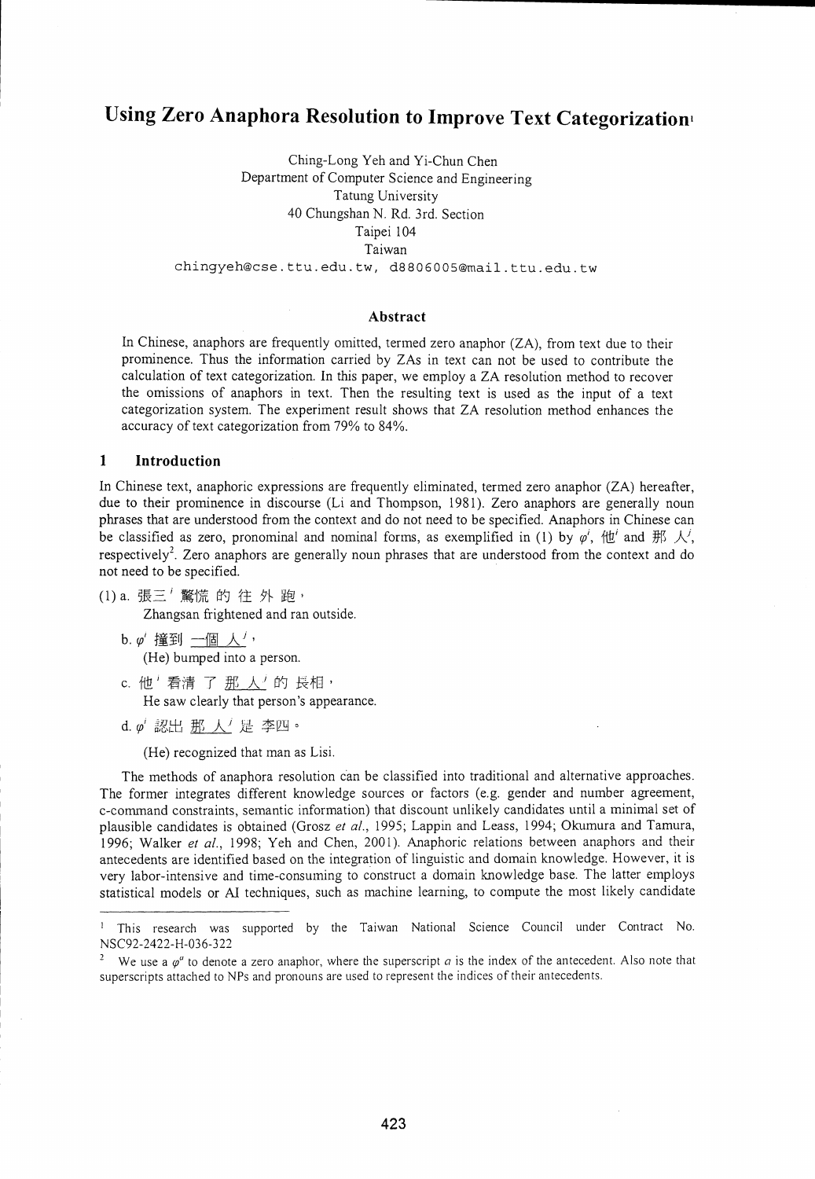# Using Zero Anaphora Resolution to Improve Text Categorization[1]

Ching-Long Yeh and Yi-Chun Chen
Department of Computer Science and Engineering
Tatung University
40 Chungshan N. Rd. 3rd. Section
Taipei 104
Taiwan
chingyeh@cse.ttu.edu.tw, d8806005@mail.ttu.edu.tw

## Abstract

In Chinese, anaphors are frequently omitted, termed zero anaphor (ZA), from text due to their prominence. Thus the information carried by ZAs in text can not be used to contribute the calculation of text categorization. In this paper, we employ a ZA resolution method to recover the omissions of anaphors in text. Then the resulting text is used as the input of a text categorization system. The experiment result shows that ZA resolution method enhances the accuracy of text categorization from 79% to 84%.

## 1 Introduction

In Chinese text, anaphoric expressions are frequently eliminated, termed zero anaphor (ZA) hereafter, due to their prominence in discourse (Li and Thompson, 1981). Zero anaphors are generally noun phrases that are understood from the context and do not need to be specified. Anaphors in Chinese can be classified as zero, pronominal and nominal forms, as exemplified in (1) by $\varphi^i$, 他$^i$ and 那 人$^j$, respectively[2]. Zero anaphors are generally noun phrases that are understood from the context and do not need to be specified.

(1) a. 張三$^i$ 驚慌 的 往 外 跑，
Zhangsan frightened and ran outside.

b. $\varphi^i$ 撞到 <u>一個 人</u>$^j$，
(He) bumped into a person.

c. 他$^i$ 看清 了 <u>那 人</u>$^j$ 的 長相，
He saw clearly that person's appearance.

d. $\varphi^i$ 認出 <u>那 人</u>$^j$ 是 李四。
(He) recognized that man as Lisi.

The methods of anaphora resolution can be classified into traditional and alternative approaches. The former integrates different knowledge sources or factors (e.g. gender and number agreement, c-command constraints, semantic information) that discount unlikely candidates until a minimal set of plausible candidates is obtained (Grosz *et al.*, 1995; Lappin and Leass, 1994; Okumura and Tamura, 1996; Walker *et al.*, 1998; Yeh and Chen, 2001). Anaphoric relations between anaphors and their antecedents are identified based on the integration of linguistic and domain knowledge. However, it is very labor-intensive and time-consuming to construct a domain knowledge base. The latter employs statistical models or AI techniques, such as machine learning, to compute the most likely candidate

---

[1] This research was supported by the Taiwan National Science Council under Contract No. NSC92-2422-H-036-322

[2] We use a $\varphi^a$ to denote a zero anaphor, where the superscript $a$ is the index of the antecedent. Also note that superscripts attached to NPs and pronouns are used to represent the indices of their antecedents.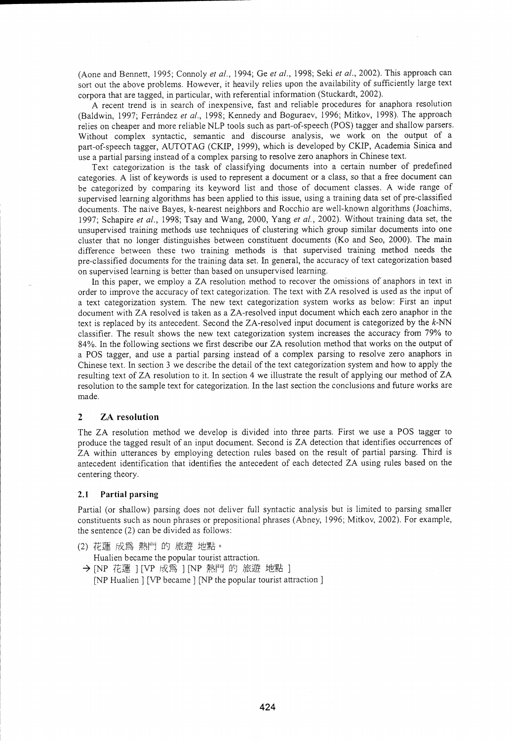(Aone and Bennett, 1995; Connoly *et al.*, 1994; Ge *et al.*, 1998; Seki *et al.*, 2002). This approach can sort out the above problems. However, it heavily relies upon the availability of sufficiently large text corpora that are tagged, in particular, with referential information (Stuckardt, 2002).

A recent trend is in search of inexpensive, fast and reliable procedures for anaphora resolution (Baldwin, 1997; Ferrández *et al.*, 1998; Kennedy and Boguraev, 1996; Mitkov, 1998). The approach relies on cheaper and more reliable NLP tools such as part-of-speech (POS) tagger and shallow parsers. Without complex syntactic, semantic and discourse analysis, we work on the output of a part-of-speech tagger, AUTOTAG (CKIP, 1999), which is developed by CKIP, Academia Sinica and use a partial parsing instead of a complex parsing to resolve zero anaphors in Chinese text.

Text categorization is the task of classifying documents into a certain number of predefined categories. A list of keywords is used to represent a document or a class, so that a free document can be categorized by comparing its keyword list and those of document classes. A wide range of supervised learning algorithms has been applied to this issue, using a training data set of pre-classified documents. The naive Bayes, k-nearest neighbors and Rocchio are well-known algorithms (Joachims, 1997; Schapire *et al.*, 1998; Tsay and Wang, 2000, Yang *et al.*, 2002). Without training data set, the unsupervised training methods use techniques of clustering which group similar documents into one cluster that no longer distinguishes between constituent documents (Ko and Seo, 2000). The main difference between these two training methods is that supervised training method needs the pre-classified documents for the training data set. In general, the accuracy of text categorization based on supervised learning is better than based on unsupervised learning.

In this paper, we employ a ZA resolution method to recover the omissions of anaphors in text in order to improve the accuracy of text categorization. The text with ZA resolved is used as the input of a text categorization system. The new text categorization system works as below: First an input document with ZA resolved is taken as a ZA-resolved input document which each zero anaphor in the text is replaced by its antecedent. Second the ZA-resolved input document is categorized by the *k*-NN classifier. The result shows the new text categorization system increases the accuracy from 79% to 84%. In the following sections we first describe our ZA resolution method that works on the output of a POS tagger, and use a partial parsing instead of a complex parsing to resolve zero anaphors in Chinese text. In section 3 we describe the detail of the text categorization system and how to apply the resulting text of ZA resolution to it. In section 4 we illustrate the result of applying our method of ZA resolution to the sample text for categorization. In the last section the conclusions and future works are made.

## 2 ZA resolution

The ZA resolution method we develop is divided into three parts. First we use a POS tagger to produce the tagged result of an input document. Second is ZA detection that identifies occurrences of ZA within utterances by employing detection rules based on the result of partial parsing. Third is antecedent identification that identifies the antecedent of each detected ZA using rules based on the centering theory.

### 2.1 Partial parsing

Partial (or shallow) parsing does not deliver full syntactic analysis but is limited to parsing smaller constituents such as noun phrases or prepositional phrases (Abney, 1996; Mitkov, 2002). For example, the sentence (2) can be divided as follows:

(2) 花蓮 成爲 熱門 的 旅遊 地點。

Hualien became the popular tourist attraction.

→ [NP 花蓮 ] [VP 成爲 ] [NP 熱門 的 旅遊 地點 ]

[NP Hualien ] [VP became ] [NP the popular tourist attraction ]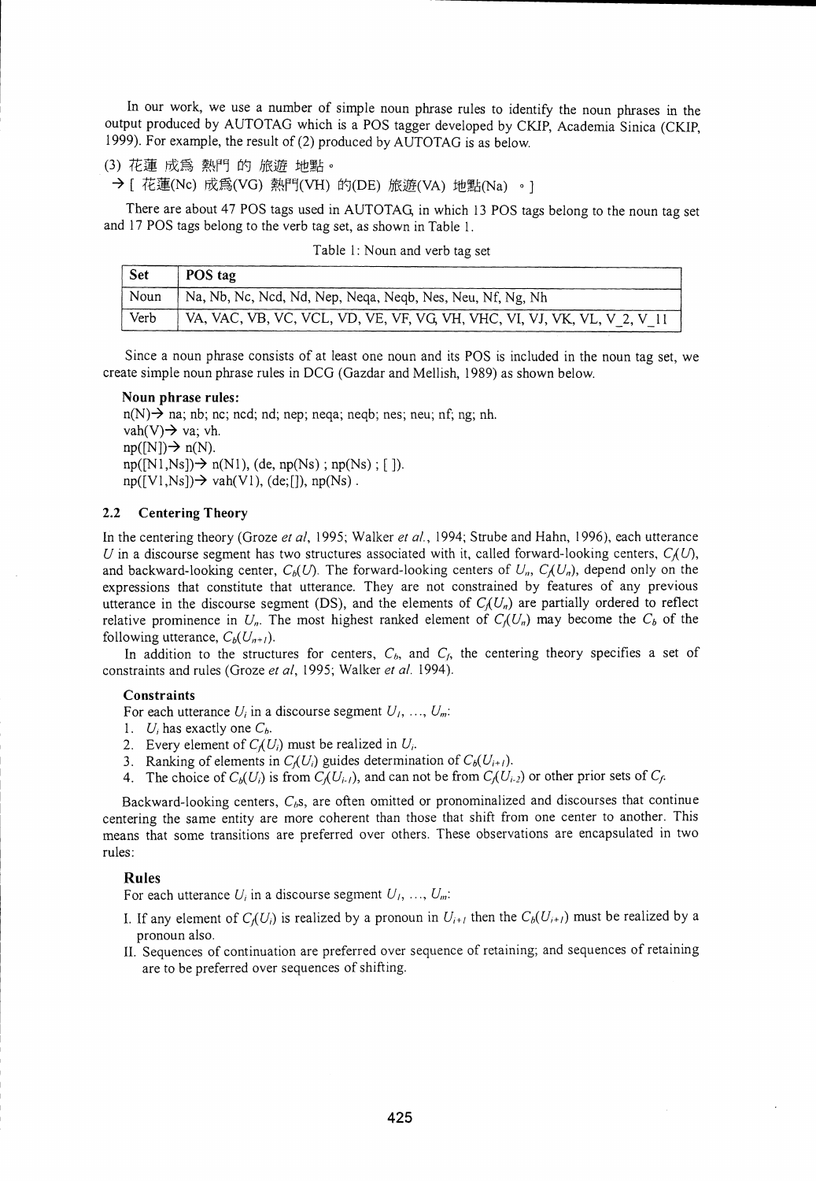In our work, we use a number of simple noun phrase rules to identify the noun phrases in the output produced by AUTOTAG which is a POS tagger developed by CKIP, Academia Sinica (CKIP, 1999). For example, the result of (2) produced by AUTOTAG is as below.

(3) 花蓮 成爲 熱門 的 旅遊 地點。

→ [ 花蓮(Nc) 成爲(VG) 熱門(VH) 的(DE) 旅遊(VA) 地點(Na) 。]

There are about 47 POS tags used in AUTOTAG, in which 13 POS tags belong to the noun tag set and 17 POS tags belong to the verb tag set, as shown in Table 1.

Table 1: Noun and verb tag set

| Set | POS tag |
|---|---|
| Noun | Na, Nb, Nc, Ncd, Nd, Nep, Neqa, Neqb, Nes, Neu, Nf, Ng, Nh |
| Verb | VA, VAC, VB, VC, VCL, VD, VE, VF, VG, VH, VHC, VI, VJ, VK, VL, V_2, V_11 |

Since a noun phrase consists of at least one noun and its POS is included in the noun tag set, we create simple noun phrase rules in DCG (Gazdar and Mellish, 1989) as shown below.

**Noun phrase rules:**

```
n(N)→ na; nb; nc; ncd; nd; nep; neqa; neqb; nes; neu; nf; ng; nh.
vah(V)→ va; vh.
np([N])→ n(N).
np([N1,Ns])→ n(N1), (de, np(Ns) ; np(Ns) ; [ ]).
np([V1,Ns])→ vah(V1), (de;[]), np(Ns) .
```

## 2.2 Centering Theory

In the centering theory (Groze *et al*, 1995; Walker *et al.*, 1994; Strube and Hahn, 1996), each utterance $U$ in a discourse segment has two structures associated with it, called forward-looking centers, $C_f(U)$, and backward-looking center, $C_b(U)$. The forward-looking centers of $U_n$, $C_f(U_n)$, depend only on the expressions that constitute that utterance. They are not constrained by features of any previous utterance in the discourse segment (DS), and the elements of $C_f(U_n)$ are partially ordered to reflect relative prominence in $U_n$. The most highest ranked element of $C_f(U_n)$ may become the $C_b$ of the following utterance, $C_b(U_{n+1})$.

In addition to the structures for centers, $C_b$, and $C_f$, the centering theory specifies a set of constraints and rules (Groze *et al*, 1995; Walker *et al.* 1994).

**Constraints**

For each utterance $U_i$ in a discourse segment $U_1, \ldots, U_m$:

1. $U_i$ has exactly one $C_b$.
2. Every element of $C_f(U_i)$ must be realized in $U_i$.
3. Ranking of elements in $C_f(U_i)$ guides determination of $C_b(U_{i+1})$.
4. The choice of $C_b(U_i)$ is from $C_f(U_{i-1})$, and can not be from $C_f(U_{i-2})$ or other prior sets of $C_f$.

Backward-looking centers, $C_b$s, are often omitted or pronominalized and discourses that continue centering the same entity are more coherent than those that shift from one center to another. This means that some transitions are preferred over others. These observations are encapsulated in two rules:

**Rules**

For each utterance $U_i$ in a discourse segment $U_1, \ldots, U_m$:

I. If any element of $C_f(U_i)$ is realized by a pronoun in $U_{i+1}$ then the $C_b(U_{i+1})$ must be realized by a pronoun also.

II. Sequences of continuation are preferred over sequence of retaining; and sequences of retaining are to be preferred over sequences of shifting.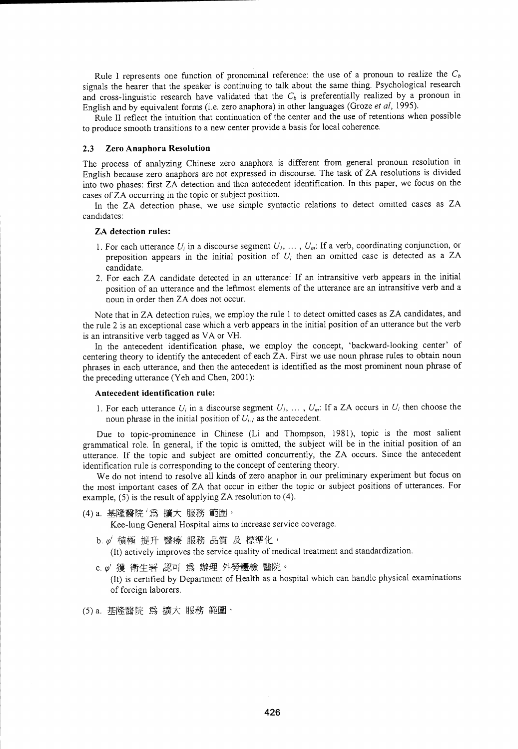Rule I represents one function of pronominal reference: the use of a pronoun to realize the $C_b$ signals the hearer that the speaker is continuing to talk about the same thing. Psychological research and cross-linguistic research have validated that the $C_b$ is preferentially realized by a pronoun in English and by equivalent forms (i.e. zero anaphora) in other languages (Groze *et al*, 1995).

Rule II reflect the intuition that continuation of the center and the use of retentions when possible to produce smooth transitions to a new center provide a basis for local coherence.

### 2.3 Zero Anaphora Resolution

The process of analyzing Chinese zero anaphora is different from general pronoun resolution in English because zero anaphors are not expressed in discourse. The task of ZA resolutions is divided into two phases: first ZA detection and then antecedent identification. In this paper, we focus on the cases of ZA occurring in the topic or subject position.

In the ZA detection phase, we use simple syntactic relations to detect omitted cases as ZA candidates:

**ZA detection rules:**

1. For each utterance $U_i$ in a discourse segment $U_1, \ldots, U_m$: If a verb, coordinating conjunction, or preposition appears in the initial position of $U_i$ then an omitted case is detected as a ZA candidate.
2. For each ZA candidate detected in an utterance: If an intransitive verb appears in the initial position of an utterance and the leftmost elements of the utterance are an intransitive verb and a noun in order then ZA does not occur.

Note that in ZA detection rules, we employ the rule 1 to detect omitted cases as ZA candidates, and the rule 2 is an exceptional case which a verb appears in the initial position of an utterance but the verb is an intransitive verb tagged as VA or VH.

In the antecedent identification phase, we employ the concept, 'backward-looking center' of centering theory to identify the antecedent of each ZA. First we use noun phrase rules to obtain noun phrases in each utterance, and then the antecedent is identified as the most prominent noun phrase of the preceding utterance (Yeh and Chen, 2001):

**Antecedent identification rule:**

1. For each utterance $U_i$ in a discourse segment $U_1, \ldots, U_m$: If a ZA occurs in $U_i$ then choose the noun phrase in the initial position of $U_{i-1}$ as the antecedent.

Due to topic-prominence in Chinese (Li and Thompson, 1981), topic is the most salient grammatical role. In general, if the topic is omitted, the subject will be in the initial position of an utterance. If the topic and subject are omitted concurrently, the ZA occurs. Since the antecedent identification rule is corresponding to the concept of centering theory.

We do not intend to resolve all kinds of zero anaphor in our preliminary experiment but focus on the most important cases of ZA that occur in either the topic or subject positions of utterances. For example, (5) is the result of applying ZA resolution to (4).

(4) a. 基隆醫院 $^i$ 爲 擴大 服務 範圍，
   Kee-lung General Hospital aims to increase service coverage.

b. $\varphi^i$ 積極 提升 醫療 服務 品質 及 標準化，
   (It) actively improves the service quality of medical treatment and standardization.

c. $\varphi^i$ 獲 衛生署 認可 爲 辦理 外勞體檢 醫院。
   (It) is certified by Department of Health as a hospital which can handle physical examinations of foreign laborers.

(5) a. 基隆醫院 爲 擴大 服務 範圍，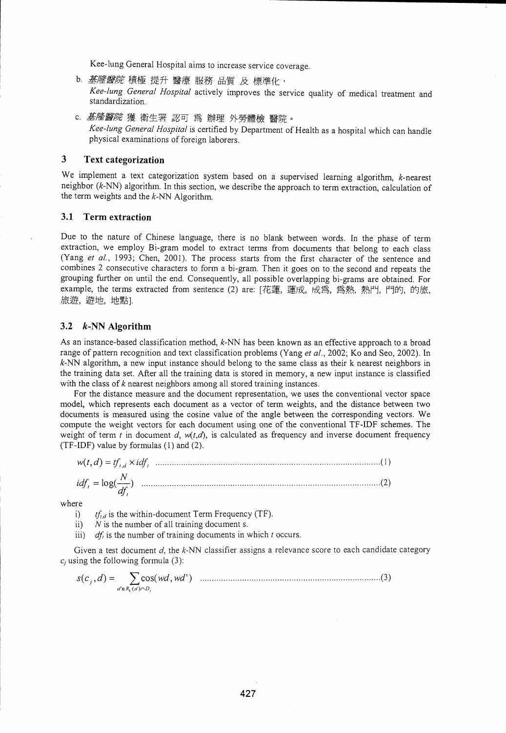Kee-lung General Hospital aims to increase service coverage.

b. *基隆醫院* 積極 提升 醫療 服務 品質 及 標準化，
*Kee-lung General Hospital* actively improves the service quality of medical treatment and standardization.

c. *基隆醫院* 獲 衛生署 認可 爲 辦理 外勞體檢 醫院。
*Kee-lung General Hospital* is certified by Department of Health as a hospital which can handle physical examinations of foreign laborers.

## 3 Text categorization

We implement a text categorization system based on a supervised learning algorithm, *k*-nearest neighbor (*k*-NN) algorithm. In this section, we describe the approach to term extraction, calculation of the term weights and the *k*-NN Algorithm.

### 3.1 Term extraction

Due to the nature of Chinese language, there is no blank between words. In the phase of term extraction, we employ Bi-gram model to extract terms from documents that belong to each class (Yang *et al.*, 1993; Chen, 2001). The process starts from the first character of the sentence and combines 2 consecutive characters to form a bi-gram. Then it goes on to the second and repeats the grouping further on until the end. Consequently, all possible overlapping bi-grams are obtained. For example, the terms extracted from sentence (2) are: [花蓮, 蓮成, 成爲, 爲熱, 熱門, 門的, 的旅, 旅遊, 遊地, 地點].

### 3.2 *k*-NN Algorithm

As an instance-based classification method, *k*-NN has been known as an effective approach to a broad range of pattern recognition and text classification problems (Yang *et al.*, 2002; Ko and Seo, 2002). In *k*-NN algorithm, a new input instance should belong to the same class as their k nearest neighbors in the training data set. After all the training data is stored in memory, a new input instance is classified with the class of *k* nearest neighbors among all stored training instances.

For the distance measure and the document representation, we uses the conventional vector space model, which represents each document as a vector of term weights, and the distance between two documents is measured using the cosine value of the angle between the corresponding vectors. We compute the weight vectors for each document using one of the conventional TF-IDF schemes. The weight of term *t* in document *d*, $w(t,d)$, is calculated as frequency and inverse document frequency (TF-IDF) value by formulas (1) and (2).

$$w(t,d) = tf_{t,d} \times idf_t \quad \text{.......(1)}$$

$$idf_t = \log(\frac{N}{df_t}) \quad \text{.......(2)}$$

where

i) $tf_{t,d}$ is the within-document Term Frequency (TF).
ii) $N$ is the number of all training document s.
iii) $df_t$ is the number of training documents in which $t$ occurs.

Given a test document $d$, the *k*-NN classifier assigns a relevance score to each candidate category $c_j$ using the following formula (3):

$$s(c_j, d) = \sum_{d' \in R_k(d) \cap D_j} \cos(wd, wd') \quad \text{.......(3)}$$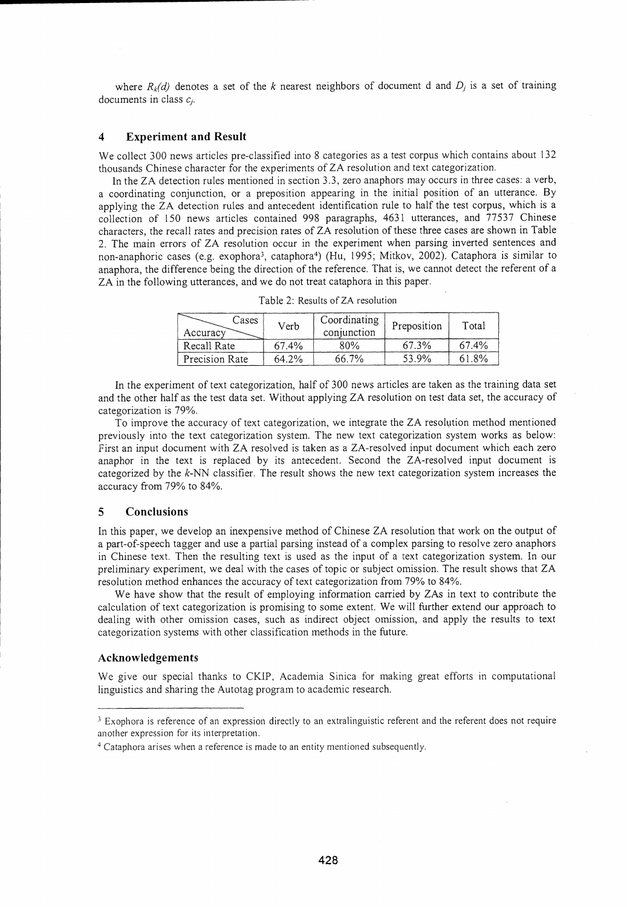where $R_k(d)$ denotes a set of the $k$ nearest neighbors of document d and $D_j$ is a set of training documents in class $c_j$.

## 4 Experiment and Result

We collect 300 news articles pre-classified into 8 categories as a test corpus which contains about 132 thousands Chinese character for the experiments of ZA resolution and text categorization.

In the ZA detection rules mentioned in section 3.3, zero anaphors may occurs in three cases: a verb, a coordinating conjunction, or a preposition appearing in the initial position of an utterance. By applying the ZA detection rules and antecedent identification rule to half the test corpus, which is a collection of 150 news articles contained 998 paragraphs, 4631 utterances, and 77537 Chinese characters, the recall rates and precision rates of ZA resolution of these three cases are shown in Table 2. The main errors of ZA resolution occur in the experiment when parsing inverted sentences and non-anaphoric cases (e.g. exophora[3], cataphora[4]) (Hu, 1995; Mitkov, 2002). Cataphora is similar to anaphora, the difference being the direction of the reference. That is, we cannot detect the referent of a ZA in the following utterances, and we do not treat cataphora in this paper.

Table 2: Results of ZA resolution

| Accuracy \ Cases | Verb | Coordinating conjunction | Preposition | Total |
|---|---|---|---|---|
| Recall Rate | 67.4% | 80% | 67.3% | 67.4% |
| Precision Rate | 64.2% | 66.7% | 53.9% | 61.8% |

In the experiment of text categorization, half of 300 news articles are taken as the training data set and the other half as the test data set. Without applying ZA resolution on test data set, the accuracy of categorization is 79%.

To improve the accuracy of text categorization, we integrate the ZA resolution method mentioned previously into the text categorization system. The new text categorization system works as below: First an input document with ZA resolved is taken as a ZA-resolved input document which each zero anaphor in the text is replaced by its antecedent. Second the ZA-resolved input document is categorized by the $k$-NN classifier. The result shows the new text categorization system increases the accuracy from 79% to 84%.

## 5 Conclusions

In this paper, we develop an inexpensive method of Chinese ZA resolution that work on the output of a part-of-speech tagger and use a partial parsing instead of a complex parsing to resolve zero anaphors in Chinese text. Then the resulting text is used as the input of a text categorization system. In our preliminary experiment, we deal with the cases of topic or subject omission. The result shows that ZA resolution method enhances the accuracy of text categorization from 79% to 84%.

We have show that the result of employing information carried by ZAs in text to contribute the calculation of text categorization is promising to some extent. We will further extend our approach to dealing with other omission cases, such as indirect object omission, and apply the results to text categorization systems with other classification methods in the future.

### Acknowledgements

We give our special thanks to CKIP, Academia Sinica for making great efforts in computational linguistics and sharing the Autotag program to academic research.

---

[3] Exophora is reference of an expression directly to an extralinguistic referent and the referent does not require another expression for its interpretation.

[4] Cataphora arises when a reference is made to an entity mentioned subsequently.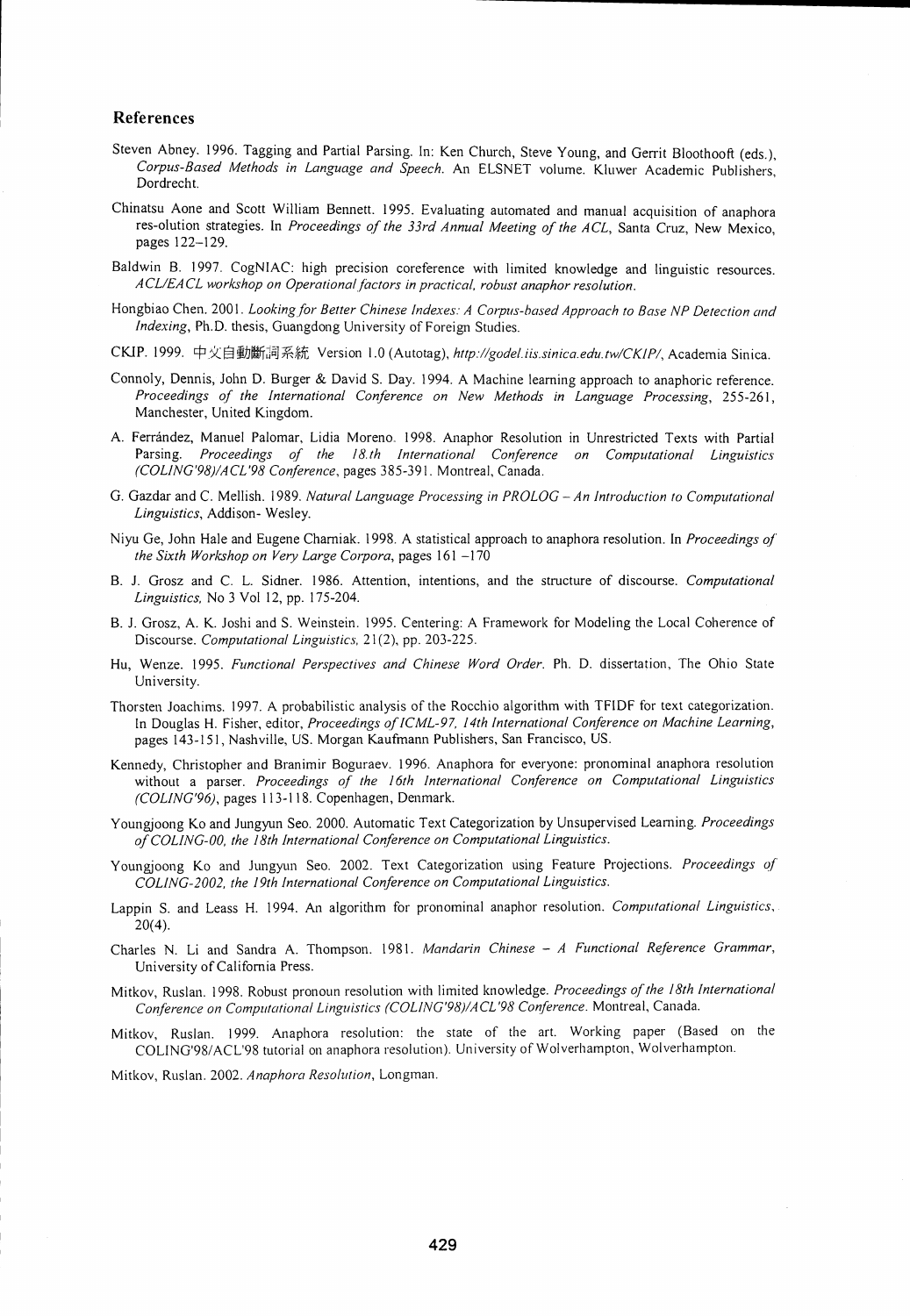## References

Steven Abney. 1996. Tagging and Partial Parsing. In: Ken Church, Steve Young, and Gerrit Bloothooft (eds.), *Corpus-Based Methods in Language and Speech*. An ELSNET volume. Kluwer Academic Publishers, Dordrecht.

Chinatsu Aone and Scott William Bennett. 1995. Evaluating automated and manual acquisition of anaphora res-olution strategies. In *Proceedings of the 33rd Annual Meeting of the ACL*, Santa Cruz, New Mexico, pages 122–129.

Baldwin B. 1997. CogNIAC: high precision coreference with limited knowledge and linguistic resources. *ACL/EACL workshop on Operational factors in practical, robust anaphor resolution*.

Hongbiao Chen. 2001. *Looking for Better Chinese Indexes: A Corpus-based Approach to Base NP Detection and Indexing*, Ph.D. thesis, Guangdong University of Foreign Studies.

CKIP. 1999. 中文自動斷詞系統 Version 1.0 (Autotag), *http://godel.iis.sinica.edu.tw/CKIP/*, Academia Sinica.

Connoly, Dennis, John D. Burger & David S. Day. 1994. A Machine learning approach to anaphoric reference. *Proceedings of the International Conference on New Methods in Language Processing*, 255-261, Manchester, United Kingdom.

A. Ferrández, Manuel Palomar, Lidia Moreno. 1998. Anaphor Resolution in Unrestricted Texts with Partial Parsing. *Proceedings of the 18.th International Conference on Computational Linguistics (COLING'98)/ACL'98 Conference*, pages 385-391. Montreal, Canada.

G. Gazdar and C. Mellish. 1989. *Natural Language Processing in PROLOG – An Introduction to Computational Linguistics*, Addison- Wesley.

Niyu Ge, John Hale and Eugene Charniak. 1998. A statistical approach to anaphora resolution. In *Proceedings of the Sixth Workshop on Very Large Corpora*, pages 161 –170

B. J. Grosz and C. L. Sidner. 1986. Attention, intentions, and the structure of discourse. *Computational Linguistics,* No 3 Vol 12, pp. 175-204.

B. J. Grosz, A. K. Joshi and S. Weinstein. 1995. Centering: A Framework for Modeling the Local Coherence of Discourse. *Computational Linguistics,* 21(2), pp. 203-225.

Hu, Wenze. 1995. *Functional Perspectives and Chinese Word Order*. Ph. D. dissertation, The Ohio State University.

Thorsten Joachims. 1997. A probabilistic analysis of the Rocchio algorithm with TFIDF for text categorization. In Douglas H. Fisher, editor, *Proceedings of ICML-97, 14th International Conference on Machine Learning*, pages 143-151, Nashville, US. Morgan Kaufmann Publishers, San Francisco, US.

Kennedy, Christopher and Branimir Boguraev. 1996. Anaphora for everyone: pronominal anaphora resolution without a parser. *Proceedings of the 16th International Conference on Computational Linguistics (COLING'96)*, pages 113-118. Copenhagen, Denmark.

Youngjoong Ko and Jungyun Seo. 2000. Automatic Text Categorization by Unsupervised Learning. *Proceedings of COLING-00, the 18th International Conference on Computational Linguistics.*

Youngjoong Ko and Jungyun Seo. 2002. Text Categorization using Feature Projections. *Proceedings of COLING-2002, the 19th International Conference on Computational Linguistics.*

Lappin S. and Leass H. 1994. An algorithm for pronominal anaphor resolution. *Computational Linguistics*, 20(4).

Charles N. Li and Sandra A. Thompson. 1981. *Mandarin Chinese – A Functional Reference Grammar*, University of California Press.

Mitkov, Ruslan. 1998. Robust pronoun resolution with limited knowledge. *Proceedings of the 18th International Conference on Computational Linguistics (COLING'98)/ACL'98 Conference.* Montreal, Canada.

Mitkov, Ruslan. 1999. Anaphora resolution: the state of the art. Working paper (Based on the COLING'98/ACL'98 tutorial on anaphora resolution). University of Wolverhampton, Wolverhampton.

Mitkov, Ruslan. 2002. *Anaphora Resolution*, Longman.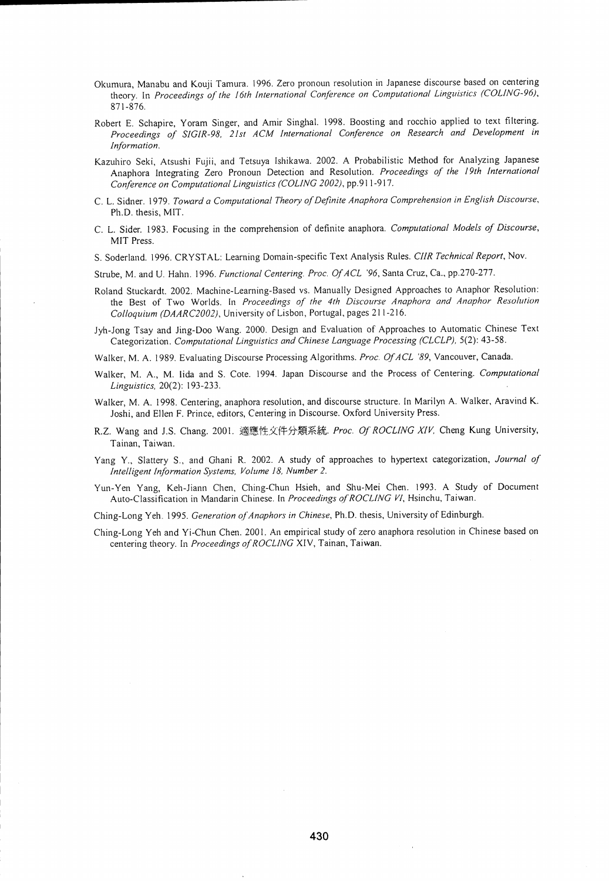Okumura, Manabu and Kouji Tamura. 1996. Zero pronoun resolution in Japanese discourse based on centering theory. In *Proceedings of the 16th International Conference on Computational Linguistics (COLING-96)*, 871-876.

Robert E. Schapire, Yoram Singer, and Amir Singhal. 1998. Boosting and rocchio applied to text filtering. *Proceedings of SIGIR-98, 21st ACM International Conference on Research and Development in Information*.

Kazuhiro Seki, Atsushi Fujii, and Tetsuya Ishikawa. 2002. A Probabilistic Method for Analyzing Japanese Anaphora Integrating Zero Pronoun Detection and Resolution. *Proceedings of the 19th International Conference on Computational Linguistics (COLING 2002)*, pp.911-917.

C. L. Sidner. 1979. *Toward a Computational Theory of Definite Anaphora Comprehension in English Discourse*, Ph.D. thesis, MIT.

C. L. Sider. 1983. Focusing in the comprehension of definite anaphora. *Computational Models of Discourse*, MIT Press.

S. Soderland. 1996. CRYSTAL: Learning Domain-specific Text Analysis Rules. *CIIR Technical Report*, Nov.

Strube, M. and U. Hahn. 1996. *Functional Centering. Proc. Of ACL '96*, Santa Cruz, Ca., pp.270-277.

Roland Stuckardt. 2002. Machine-Learning-Based vs. Manually Designed Approaches to Anaphor Resolution: the Best of Two Worlds. In *Proceedings of the 4th Discourse Anaphora and Anaphor Resolution Colloquium (DAARC2002)*, University of Lisbon, Portugal, pages 211-216.

Jyh-Jong Tsay and Jing-Doo Wang. 2000. Design and Evaluation of Approaches to Automatic Chinese Text Categorization. *Computational Linguistics and Chinese Language Processing (CLCLP)*, 5(2): 43-58.

Walker, M. A. 1989. Evaluating Discourse Processing Algorithms. *Proc. Of ACL '89*, Vancouver, Canada.

Walker, M. A., M. Iida and S. Cote. 1994. Japan Discourse and the Process of Centering. *Computational Linguistics*, 20(2): 193-233.

Walker, M. A. 1998. Centering, anaphora resolution, and discourse structure. In Marilyn A. Walker, Aravind K. Joshi, and Ellen F. Prince, editors, Centering in Discourse. Oxford University Press.

R.Z. Wang and J.S. Chang. 2001. 適應性文件分類系統. *Proc. Of ROCLING XIV*, Cheng Kung University, Tainan, Taiwan.

Yang Y., Slattery S., and Ghani R. 2002. A study of approaches to hypertext categorization, *Journal of Intelligent Information Systems, Volume 18, Number 2*.

Yun-Yen Yang, Keh-Jiann Chen, Ching-Chun Hsieh, and Shu-Mei Chen. 1993. A Study of Document Auto-Classification in Mandarin Chinese. In *Proceedings of ROCLING VI*, Hsinchu, Taiwan.

Ching-Long Yeh. 1995. *Generation of Anaphors in Chinese*, Ph.D. thesis, University of Edinburgh.

Ching-Long Yeh and Yi-Chun Chen. 2001. An empirical study of zero anaphora resolution in Chinese based on centering theory. In *Proceedings of ROCLING* XIV, Tainan, Taiwan.